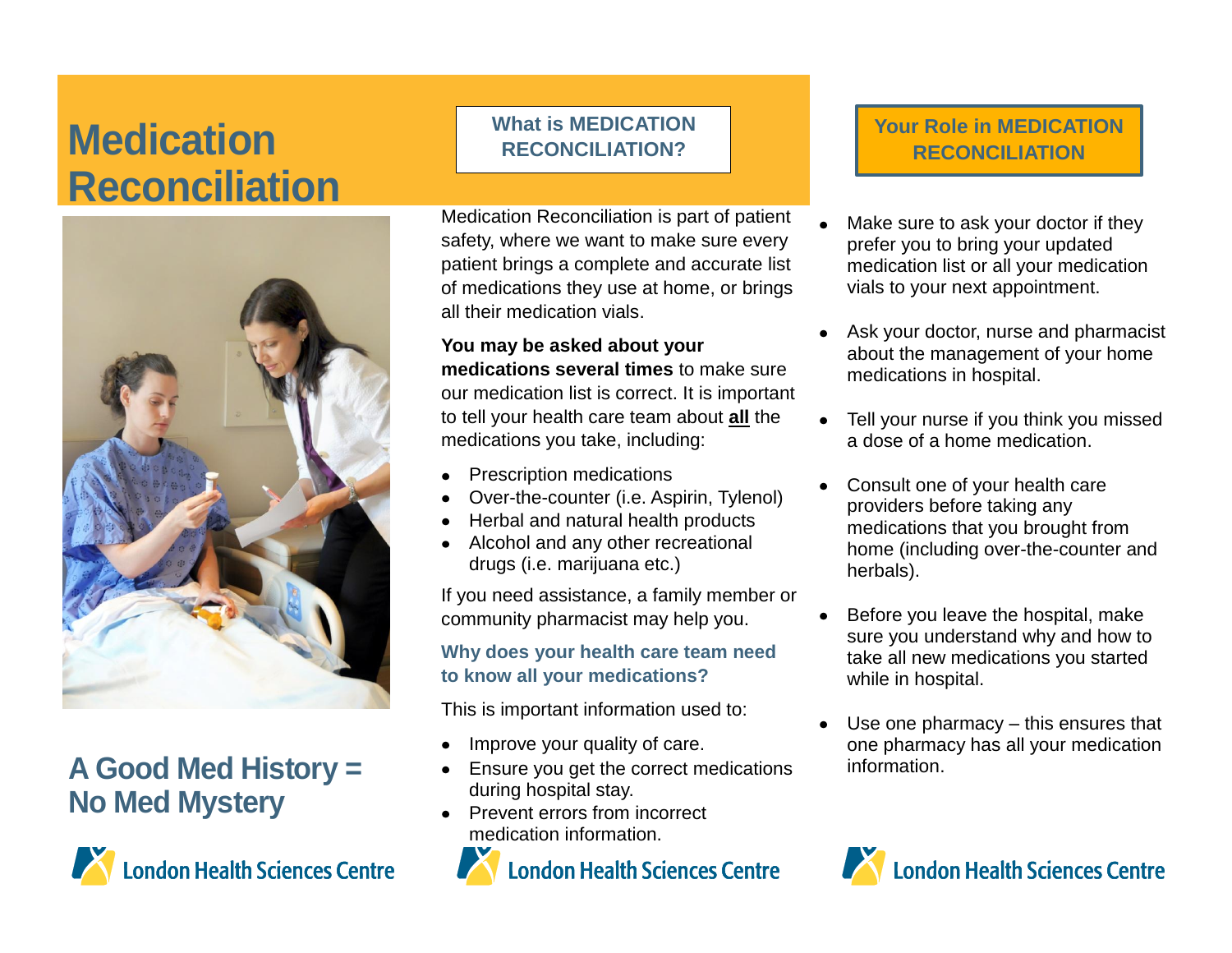# Medication Reconciliation

## A Good Med History = No Med Mystery

London Health Sciences Centre

## What is MEDICATION RECONCILIATION?

Medication Reconciliation is part of patient safety, where we want to make sure every patient brings a complete and accurate list of medications they use at home, or brings all their medication vials.

**You may be asked about your medications several times** to make sure our medication list is correct. It is important to tell your health care team about **all** the medications you take, including:

- Prescription medications
- Over-the-counter (i.e. Aspirin, Tylenol)
- Herbal and natural health products
- Alcohol and any other recreational drugs (i.e. marijuana etc.)

If you need assistance, a family member or community pharmacist may help you.

### Why does your health care team need to know all your medications?

This is important information used to:

- Improve your quality of care.
- Ensure you get the correct medications during hospital stay.
- Prevent errors from incorrect medication information.

London Health Sciences Centre

## Your Role in MEDICATION RECONCILIATION

- Make sure to ask your doctor if they prefer you to bring your updated medication list or all your medication vials to your next appointment.
- Ask your doctor, nurse and pharmacist about the management of your home medications in hospital.
- Tell your nurse if you think you missed a dose of a home medication.
- Consult one of your health care providers before taking any medications that you brought from home (including over-the-counter and herbals).
- Before you leave the hospital, make sure you understand why and how to take all new medications you started while in hospital.
- Use one pharmacy – this ensures that one pharmacy has all your medication information.

London Health Sciences Centre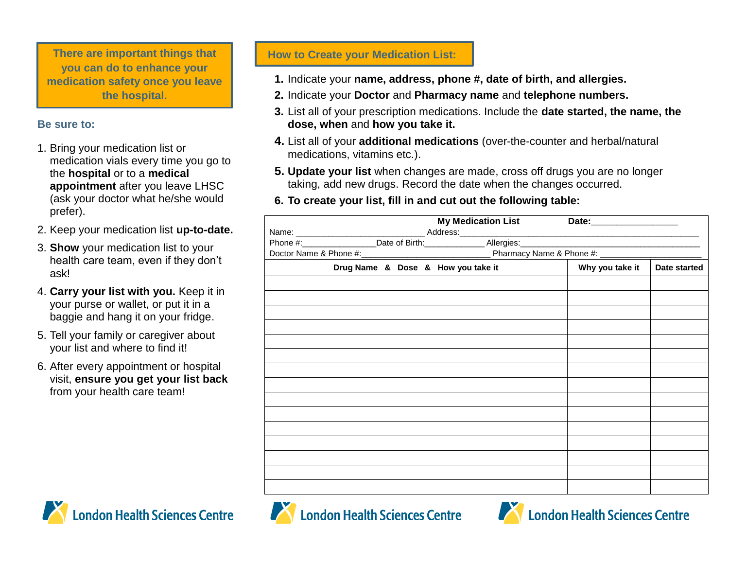**There are important things that you can do to enhance your medication safety once you leave the hospital.**

### Be sure to:

1. Bring your medication list or medication vials every time you go to the **hospital** or to a **medical appointment** after you leave LHSC (ask your doctor what he/she would prefer).
2. Keep your medication list **up-to-date.**
3. **Show** your medication list to your health care team, even if they don't ask!
4. **Carry your list with you.** Keep it in your purse or wallet, or put it in a baggie and hang it on your fridge.
5. Tell your family or caregiver about your list and where to find it!
6. After every appointment or hospital visit, **ensure you get your list back** from your health care team!

London Health Sciences Centre

## How to Create your Medication List:

1. Indicate your **name, address, phone #, date of birth, and allergies.**
2. Indicate your **Doctor** and **Pharmacy name** and **telephone numbers.**
3. List all of your prescription medications. Include the **date started, the name, the dose, when** and **how you take it.**
4. List all of your **additional medications** (over-the-counter and herbal/natural medications, vitamins etc.).
5. **Update your list** when changes are made, cross off drugs you are no longer taking, add new drugs. Record the date when the changes occurred.
6. **To create your list, fill in and cut out the following table:**

**My Medication List** **Date:**_________________

Name: ___________________________ Address:___________________________________________________

Phone #:_______________Date of Birth:_____________ Allergies:______________________________________

Doctor Name & Phone #:____________________________ Pharmacy Name & Phone #: ______________________

| Drug Name & Dose & How you take it | Why you take it | Date started |
|---|---|---|
| | | |
| | | |
| | | |
| | | |
| | | |
| | | |
| | | |
| | | |
| | | |
| | | |
| | | |
| | | |
| | | |
| | | |
| | | |

London Health Sciences Centre

London Health Sciences Centre